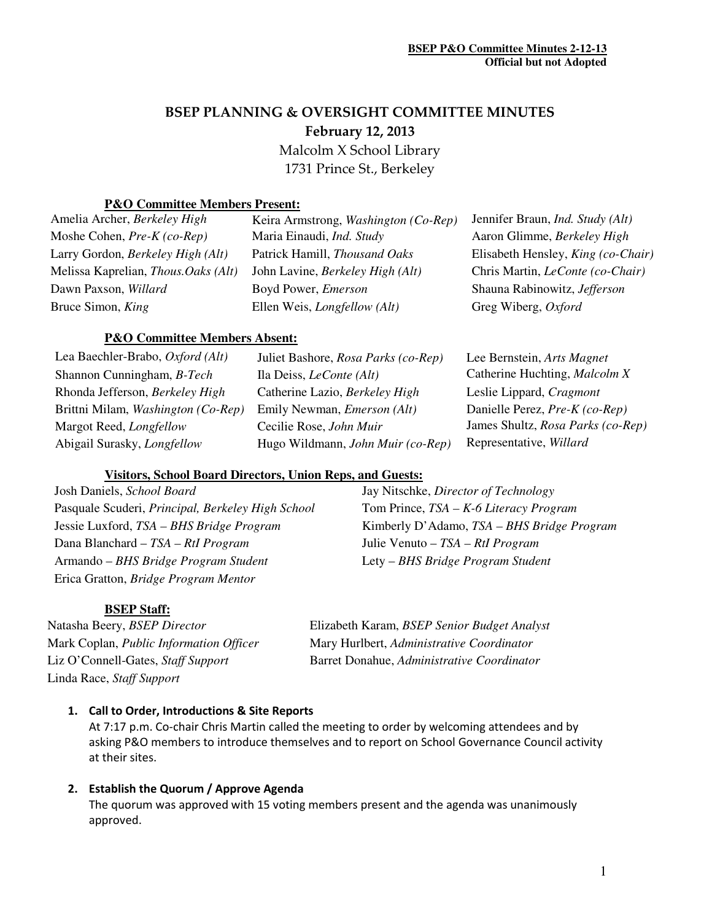**BSEP P&O Committee Minutes 2-12-13**
**Official but not Adopted**

# BSEP PLANNING & OVERSIGHT COMMITTEE MINUTES

**February 12, 2013**

Malcolm X School Library
1731 Prince St., Berkeley

### P&O Committee Members Present:

Amelia Archer, *Berkeley High*
Keira Armstrong, *Washington (Co-Rep)*
Jennifer Braun, *Ind. Study (Alt)*
Moshe Cohen, *Pre-K (co-Rep)*
Maria Einaudi, *Ind. Study*
Aaron Glimme, *Berkeley High*
Larry Gordon, *Berkeley High (Alt)*
Patrick Hamill, *Thousand Oaks*
Elisabeth Hensley, *King (co-Chair)*
Melissa Kaprelian, *Thous.Oaks (Alt)*
John Lavine, *Berkeley High (Alt)*
Chris Martin, *LeConte (co-Chair)*
Dawn Paxson, *Willard*
Boyd Power, *Emerson*
Shauna Rabinowitz, *Jefferson*
Bruce Simon, *King*
Ellen Weis, *Longfellow (Alt)*
Greg Wiberg, *Oxford*

### P&O Committee Members Absent:

Lea Baechler-Brabo, *Oxford (Alt)*
Juliet Bashore, *Rosa Parks (co-Rep)*
Lee Bernstein, *Arts Magnet*
Shannon Cunningham, *B-Tech*
Ila Deiss, *LeConte (Alt)*
Catherine Huchting, *Malcolm X*
Rhonda Jefferson, *Berkeley High*
Catherine Lazio, *Berkeley High*
Leslie Lippard, *Cragmont*
Brittni Milam, *Washington (Co-Rep)*
Emily Newman, *Emerson (Alt)*
Danielle Perez, *Pre-K (co-Rep)*
Margot Reed, *Longfellow*
Cecilie Rose, *John Muir*
James Shultz, *Rosa Parks (co-Rep)*
Abigail Surasky, *Longfellow*
Hugo Wildmann, *John Muir (co-Rep)*
Representative, *Willard*

### Visitors, School Board Directors, Union Reps, and Guests:

Josh Daniels, *School Board*
Jay Nitschke, *Director of Technology*
Pasquale Scuderi, *Principal, Berkeley High School*
Tom Prince, *TSA – K-6 Literacy Program*
Jessie Luxford, *TSA – BHS Bridge Program*
Kimberly D'Adamo, *TSA – BHS Bridge Program*
Dana Blanchard – *TSA – RtI Program*
Julie Venuto – *TSA – RtI Program*
Armando – *BHS Bridge Program Student*
Lety – *BHS Bridge Program Student*
Erica Gratton, *Bridge Program Mentor*

### BSEP Staff:

Natasha Beery, *BSEP Director*
Elizabeth Karam, *BSEP Senior Budget Analyst*
Mark Coplan, *Public Information Officer*
Mary Hurlbert, *Administrative Coordinator*
Liz O'Connell-Gates, *Staff Support*
Barret Donahue, *Administrative Coordinator*
Linda Race, *Staff Support*

1. **Call to Order, Introductions & Site Reports**
   At 7:17 p.m. Co-chair Chris Martin called the meeting to order by welcoming attendees and by asking P&O members to introduce themselves and to report on School Governance Council activity at their sites.

2. **Establish the Quorum / Approve Agenda**
   The quorum was approved with 15 voting members present and the agenda was unanimously approved.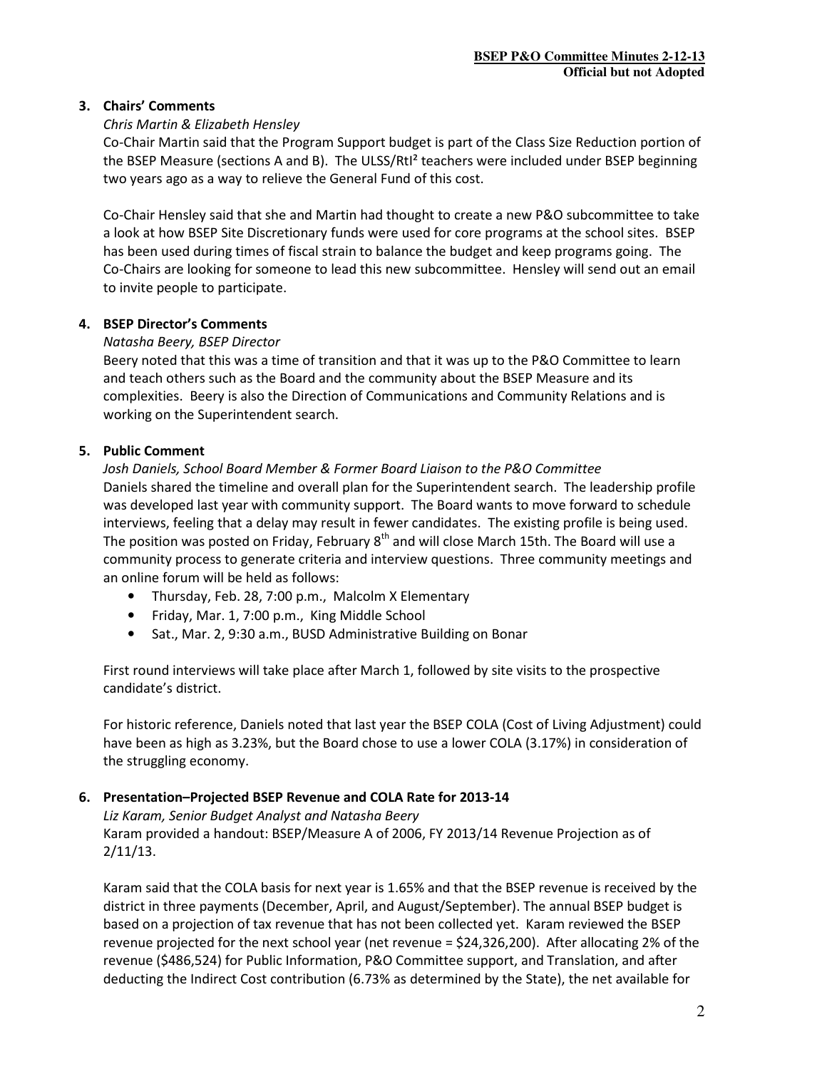### 3. Chairs' Comments

*Chris Martin & Elizabeth Hensley*

Co-Chair Martin said that the Program Support budget is part of the Class Size Reduction portion of the BSEP Measure (sections A and B). The ULSS/RtI² teachers were included under BSEP beginning two years ago as a way to relieve the General Fund of this cost.

Co-Chair Hensley said that she and Martin had thought to create a new P&O subcommittee to take a look at how BSEP Site Discretionary funds were used for core programs at the school sites. BSEP has been used during times of fiscal strain to balance the budget and keep programs going. The Co-Chairs are looking for someone to lead this new subcommittee. Hensley will send out an email to invite people to participate.

### 4. BSEP Director's Comments

*Natasha Beery, BSEP Director*

Beery noted that this was a time of transition and that it was up to the P&O Committee to learn and teach others such as the Board and the community about the BSEP Measure and its complexities. Beery is also the Direction of Communications and Community Relations and is working on the Superintendent search.

### 5. Public Comment

*Josh Daniels, School Board Member & Former Board Liaison to the P&O Committee*

Daniels shared the timeline and overall plan for the Superintendent search. The leadership profile was developed last year with community support. The Board wants to move forward to schedule interviews, feeling that a delay may result in fewer candidates. The existing profile is being used. The position was posted on Friday, February 8th and will close March 15th. The Board will use a community process to generate criteria and interview questions. Three community meetings and an online forum will be held as follows:

- Thursday, Feb. 28, 7:00 p.m., Malcolm X Elementary
- Friday, Mar. 1, 7:00 p.m., King Middle School
- Sat., Mar. 2, 9:30 a.m., BUSD Administrative Building on Bonar

First round interviews will take place after March 1, followed by site visits to the prospective candidate's district.

For historic reference, Daniels noted that last year the BSEP COLA (Cost of Living Adjustment) could have been as high as 3.23%, but the Board chose to use a lower COLA (3.17%) in consideration of the struggling economy.

### 6. Presentation–Projected BSEP Revenue and COLA Rate for 2013-14

*Liz Karam, Senior Budget Analyst and Natasha Beery*

Karam provided a handout: BSEP/Measure A of 2006, FY 2013/14 Revenue Projection as of 2/11/13.

Karam said that the COLA basis for next year is 1.65% and that the BSEP revenue is received by the district in three payments (December, April, and August/September). The annual BSEP budget is based on a projection of tax revenue that has not been collected yet. Karam reviewed the BSEP revenue projected for the next school year (net revenue = $24,326,200). After allocating 2% of the revenue ($486,524) for Public Information, P&O Committee support, and Translation, and after deducting the Indirect Cost contribution (6.73% as determined by the State), the net available for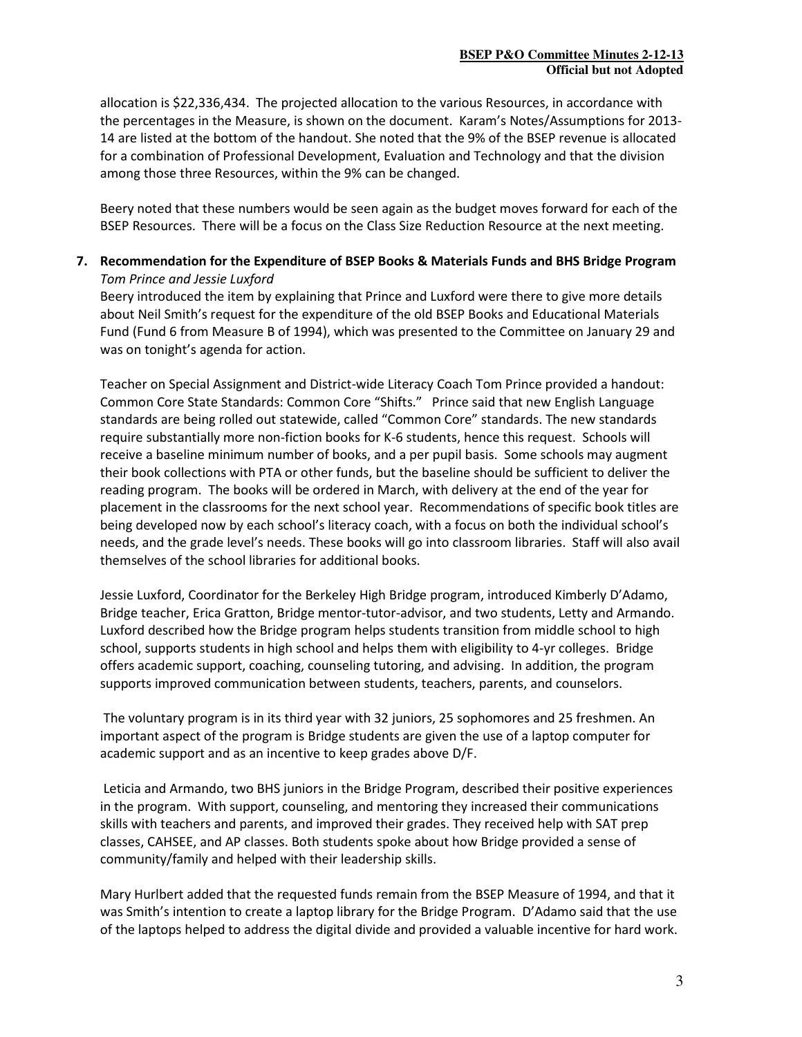allocation is $22,336,434. The projected allocation to the various Resources, in accordance with the percentages in the Measure, is shown on the document. Karam's Notes/Assumptions for 2013-14 are listed at the bottom of the handout. She noted that the 9% of the BSEP revenue is allocated for a combination of Professional Development, Evaluation and Technology and that the division among those three Resources, within the 9% can be changed.

Beery noted that these numbers would be seen again as the budget moves forward for each of the BSEP Resources. There will be a focus on the Class Size Reduction Resource at the next meeting.

**7. Recommendation for the Expenditure of BSEP Books & Materials Funds and BHS Bridge Program**
*Tom Prince and Jessie Luxford*

Beery introduced the item by explaining that Prince and Luxford were there to give more details about Neil Smith's request for the expenditure of the old BSEP Books and Educational Materials Fund (Fund 6 from Measure B of 1994), which was presented to the Committee on January 29 and was on tonight's agenda for action.

Teacher on Special Assignment and District-wide Literacy Coach Tom Prince provided a handout: Common Core State Standards: Common Core "Shifts." Prince said that new English Language standards are being rolled out statewide, called "Common Core" standards. The new standards require substantially more non-fiction books for K-6 students, hence this request. Schools will receive a baseline minimum number of books, and a per pupil basis. Some schools may augment their book collections with PTA or other funds, but the baseline should be sufficient to deliver the reading program. The books will be ordered in March, with delivery at the end of the year for placement in the classrooms for the next school year. Recommendations of specific book titles are being developed now by each school's literacy coach, with a focus on both the individual school's needs, and the grade level's needs. These books will go into classroom libraries. Staff will also avail themselves of the school libraries for additional books.

Jessie Luxford, Coordinator for the Berkeley High Bridge program, introduced Kimberly D'Adamo, Bridge teacher, Erica Gratton, Bridge mentor-tutor-advisor, and two students, Letty and Armando. Luxford described how the Bridge program helps students transition from middle school to high school, supports students in high school and helps them with eligibility to 4-yr colleges. Bridge offers academic support, coaching, counseling tutoring, and advising. In addition, the program supports improved communication between students, teachers, parents, and counselors.

The voluntary program is in its third year with 32 juniors, 25 sophomores and 25 freshmen. An important aspect of the program is Bridge students are given the use of a laptop computer for academic support and as an incentive to keep grades above D/F.

Leticia and Armando, two BHS juniors in the Bridge Program, described their positive experiences in the program. With support, counseling, and mentoring they increased their communications skills with teachers and parents, and improved their grades. They received help with SAT prep classes, CAHSEE, and AP classes. Both students spoke about how Bridge provided a sense of community/family and helped with their leadership skills.

Mary Hurlbert added that the requested funds remain from the BSEP Measure of 1994, and that it was Smith's intention to create a laptop library for the Bridge Program. D'Adamo said that the use of the laptops helped to address the digital divide and provided a valuable incentive for hard work.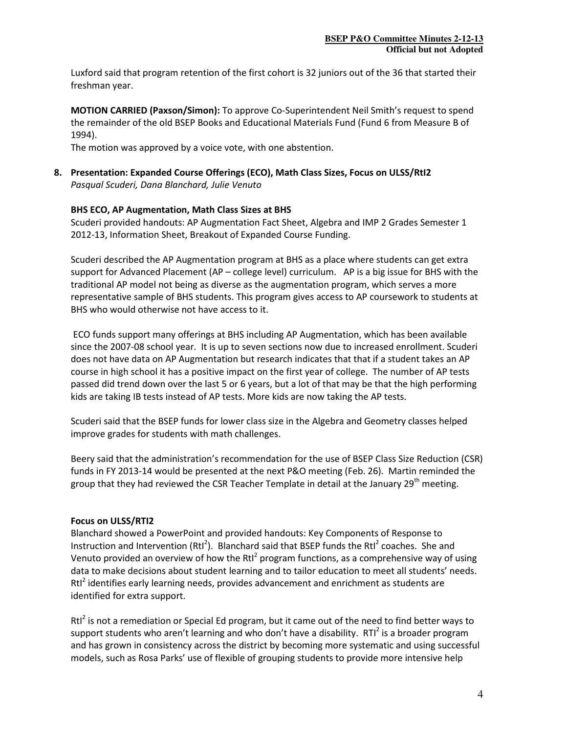Luxford said that program retention of the first cohort is 32 juniors out of the 36 that started their freshman year.

**MOTION CARRIED (Paxson/Simon):** To approve Co-Superintendent Neil Smith's request to spend the remainder of the old BSEP Books and Educational Materials Fund (Fund 6 from Measure B of 1994).
The motion was approved by a voice vote, with one abstention.

**8. Presentation: Expanded Course Offerings (ECO), Math Class Sizes, Focus on ULSS/RtI2**
*Pasqual Scuderi, Dana Blanchard, Julie Venuto*

**BHS ECO, AP Augmentation, Math Class Sizes at BHS**

Scuderi provided handouts: AP Augmentation Fact Sheet, Algebra and IMP 2 Grades Semester 1 2012-13, Information Sheet, Breakout of Expanded Course Funding.

Scuderi described the AP Augmentation program at BHS as a place where students can get extra support for Advanced Placement (AP – college level) curriculum. AP is a big issue for BHS with the traditional AP model not being as diverse as the augmentation program, which serves a more representative sample of BHS students. This program gives access to AP coursework to students at BHS who would otherwise not have access to it.

ECO funds support many offerings at BHS including AP Augmentation, which has been available since the 2007-08 school year. It is up to seven sections now due to increased enrollment. Scuderi does not have data on AP Augmentation but research indicates that that if a student takes an AP course in high school it has a positive impact on the first year of college. The number of AP tests passed did trend down over the last 5 or 6 years, but a lot of that may be that the high performing kids are taking IB tests instead of AP tests. More kids are now taking the AP tests.

Scuderi said that the BSEP funds for lower class size in the Algebra and Geometry classes helped improve grades for students with math challenges.

Beery said that the administration's recommendation for the use of BSEP Class Size Reduction (CSR) funds in FY 2013-14 would be presented at the next P&O meeting (Feb. 26). Martin reminded the group that they had reviewed the CSR Teacher Template in detail at the January 29th meeting.

**Focus on ULSS/RTI2**

Blanchard showed a PowerPoint and provided handouts: Key Components of Response to Instruction and Intervention ($RtI^2$). Blanchard said that BSEP funds the $RtI^2$ coaches. She and Venuto provided an overview of how the $RtI^2$ program functions, as a comprehensive way of using data to make decisions about student learning and to tailor education to meet all students' needs. $RtI^2$ identifies early learning needs, provides advancement and enrichment as students are identified for extra support.

$RtI^2$ is not a remediation or Special Ed program, but it came out of the need to find better ways to support students who aren't learning and who don't have a disability. $RTI^2$ is a broader program and has grown in consistency across the district by becoming more systematic and using successful models, such as Rosa Parks' use of flexible of grouping students to provide more intensive help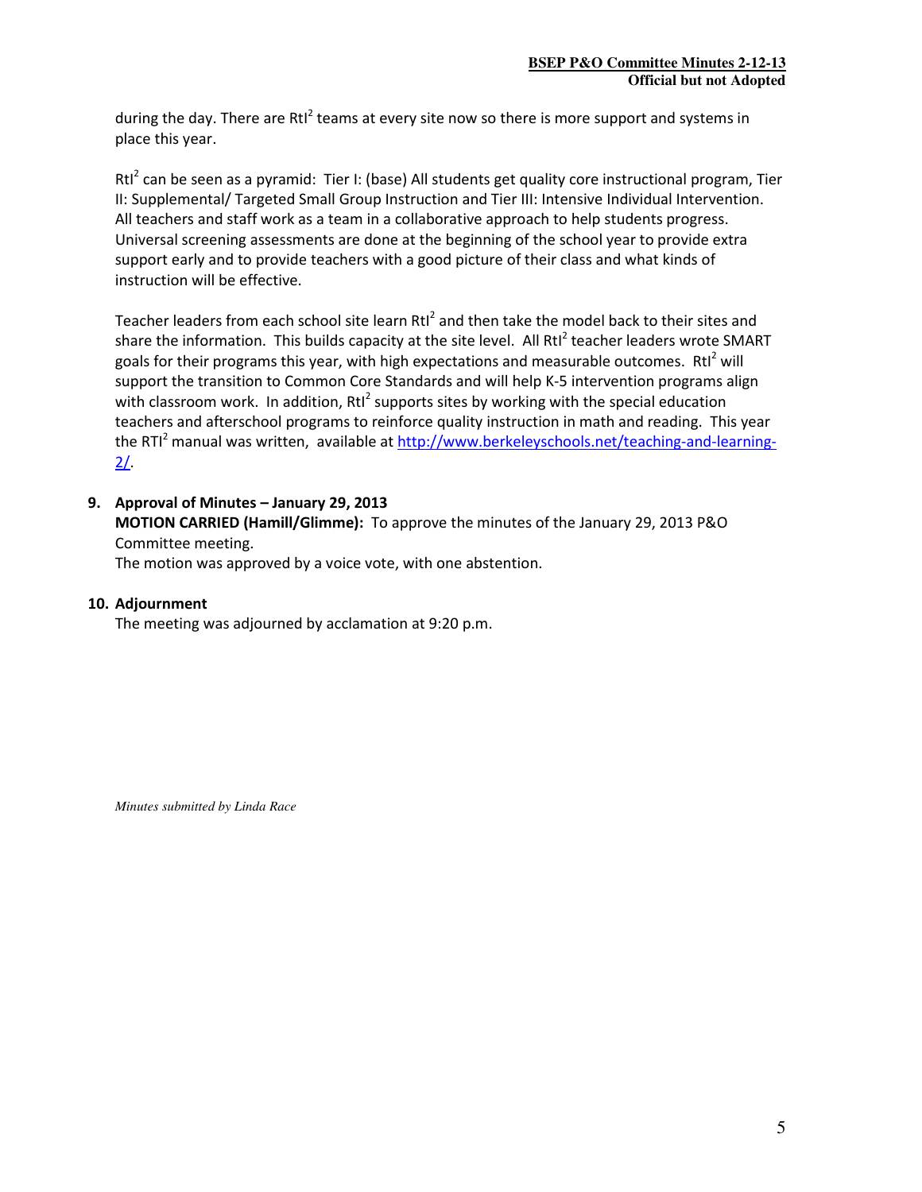during the day. There are $RtI^2$ teams at every site now so there is more support and systems in place this year.

$RtI^2$ can be seen as a pyramid: Tier I: (base) All students get quality core instructional program, Tier II: Supplemental/ Targeted Small Group Instruction and Tier III: Intensive Individual Intervention. All teachers and staff work as a team in a collaborative approach to help students progress. Universal screening assessments are done at the beginning of the school year to provide extra support early and to provide teachers with a good picture of their class and what kinds of instruction will be effective.

Teacher leaders from each school site learn $RtI^2$ and then take the model back to their sites and share the information. This builds capacity at the site level. All $RtI^2$ teacher leaders wrote SMART goals for their programs this year, with high expectations and measurable outcomes. $RtI^2$ will support the transition to Common Core Standards and will help K-5 intervention programs align with classroom work. In addition, $RtI^2$ supports sites by working with the special education teachers and afterschool programs to reinforce quality instruction in math and reading. This year the $RTI^2$ manual was written, available at http://www.berkeleyschools.net/teaching-and-learning-2/.

**9. Approval of Minutes – January 29, 2013**

**MOTION CARRIED (Hamill/Glimme):** To approve the minutes of the January 29, 2013 P&O Committee meeting.

The motion was approved by a voice vote, with one abstention.

**10. Adjournment**

The meeting was adjourned by acclamation at 9:20 p.m.

*Minutes submitted by Linda Race*